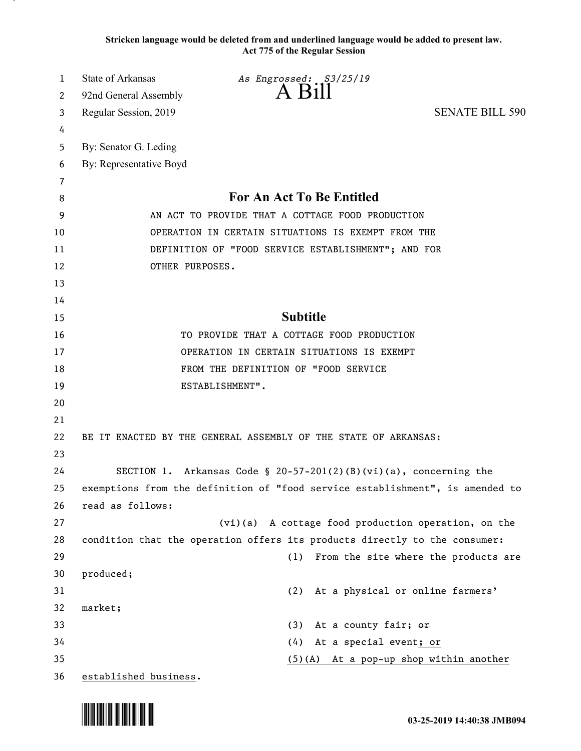Stricken language would be deleted from and underlined language would be added to present law.
Act 775 of the Regular Session

State of Arkansas *As Engrossed: S3/25/19*
92nd General Assembly A Bill
Regular Session, 2019 SENATE BILL 590

By: Senator G. Leding
By: Representative Boyd

## For An Act To Be Entitled

AN ACT TO PROVIDE THAT A COTTAGE FOOD PRODUCTION OPERATION IN CERTAIN SITUATIONS IS EXEMPT FROM THE DEFINITION OF "FOOD SERVICE ESTABLISHMENT"; AND FOR OTHER PURPOSES.

## Subtitle

TO PROVIDE THAT A COTTAGE FOOD PRODUCTION OPERATION IN CERTAIN SITUATIONS IS EXEMPT FROM THE DEFINITION OF "FOOD SERVICE ESTABLISHMENT".

BE IT ENACTED BY THE GENERAL ASSEMBLY OF THE STATE OF ARKANSAS:

SECTION 1. Arkansas Code § 20-57-201(2)(B)(vi)(a), concerning the exemptions from the definition of "food service establishment", is amended to read as follows:

(vi)(a) A cottage food production operation, on the condition that the operation offers its products directly to the consumer:

(1) From the site where the products are produced;

(2) At a physical or online farmers' market;

(3) At a county fair; ~~or~~

(4) At a special event; or

(5)(A) At a pop-up shop within another established business.

03-25-2019 14:40:38 JMB094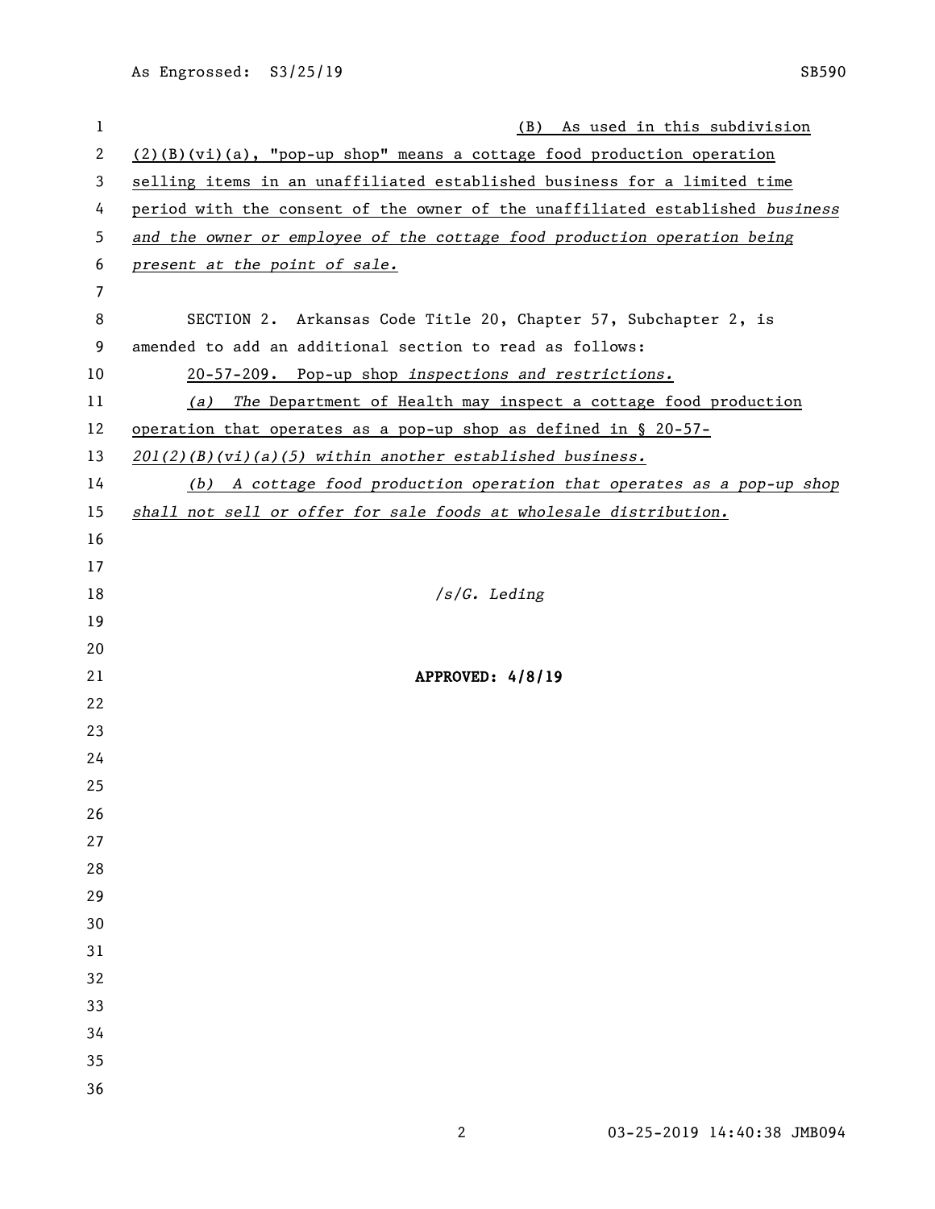(B) As used in this subdivision (2)(B)(vi)(a), "pop-up shop" means a cottage food production operation selling items in an unaffiliated established business for a limited time period with the consent of the owner of the unaffiliated established *business and the owner or employee of the cottage food production operation being present at the point of sale.*

SECTION 2. Arkansas Code Title 20, Chapter 57, Subchapter 2, is amended to add an additional section to read as follows:

20-57-209. Pop-up shop *inspections and restrictions.*

*(a) The* Department of Health may inspect a cottage food production operation that operates as a pop-up shop as defined in § 20-57-*201(2)(B)(vi)(a)(5) within another established business.*

*(b) A cottage food production operation that operates as a pop-up shop shall not sell or offer for sale foods at wholesale distribution.*

*/s/G. Leding*

**APPROVED: 4/8/19**